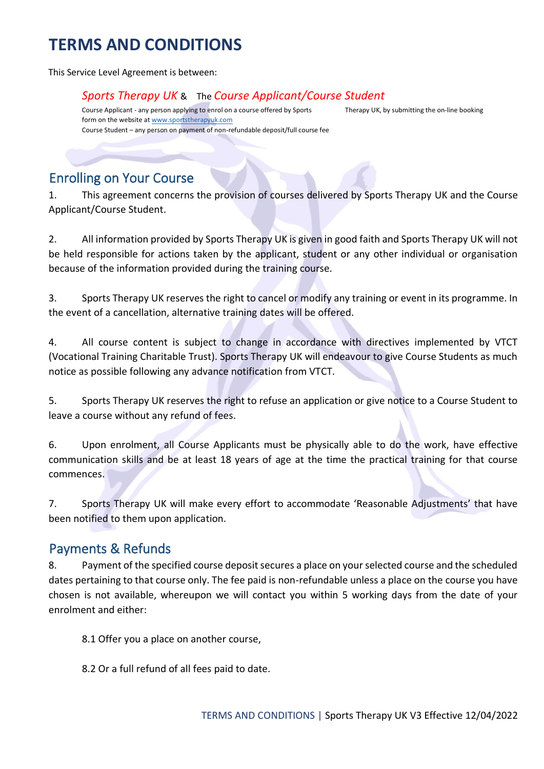# TERMS AND CONDITIONS

This Service Level Agreement is between:

*Sports Therapy UK* & The *Course Applicant/Course Student*

Course Applicant - any person applying to enrol on a course offered by Sports Therapy UK, by submitting the on-line booking form on the website at www.sportstherapyuk.com

Course Student – any person on payment of non-refundable deposit/full course fee

## Enrolling on Your Course

1. This agreement concerns the provision of courses delivered by Sports Therapy UK and the Course Applicant/Course Student.

2. All information provided by Sports Therapy UK is given in good faith and Sports Therapy UK will not be held responsible for actions taken by the applicant, student or any other individual or organisation because of the information provided during the training course.

3. Sports Therapy UK reserves the right to cancel or modify any training or event in its programme. In the event of a cancellation, alternative training dates will be offered.

4. All course content is subject to change in accordance with directives implemented by VTCT (Vocational Training Charitable Trust). Sports Therapy UK will endeavour to give Course Students as much notice as possible following any advance notification from VTCT.

5. Sports Therapy UK reserves the right to refuse an application or give notice to a Course Student to leave a course without any refund of fees.

6. Upon enrolment, all Course Applicants must be physically able to do the work, have effective communication skills and be at least 18 years of age at the time the practical training for that course commences.

7. Sports Therapy UK will make every effort to accommodate 'Reasonable Adjustments' that have been notified to them upon application.

## Payments & Refunds

8. Payment of the specified course deposit secures a place on your selected course and the scheduled dates pertaining to that course only. The fee paid is non-refundable unless a place on the course you have chosen is not available, whereupon we will contact you within 5 working days from the date of your enrolment and either:

   8.1 Offer you a place on another course,

   8.2 Or a full refund of all fees paid to date.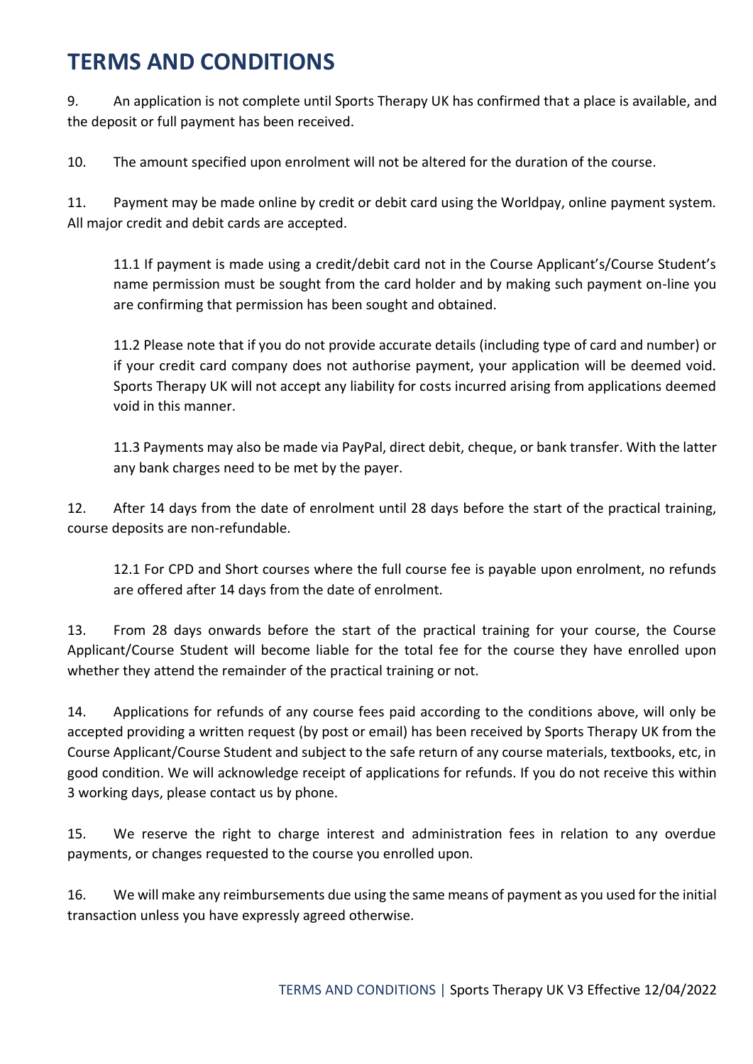# TERMS AND CONDITIONS

9. An application is not complete until Sports Therapy UK has confirmed that a place is available, and the deposit or full payment has been received.

10. The amount specified upon enrolment will not be altered for the duration of the course.

11. Payment may be made online by credit or debit card using the Worldpay, online payment system. All major credit and debit cards are accepted.

   11.1 If payment is made using a credit/debit card not in the Course Applicant's/Course Student's name permission must be sought from the card holder and by making such payment on-line you are confirming that permission has been sought and obtained.

   11.2 Please note that if you do not provide accurate details (including type of card and number) or if your credit card company does not authorise payment, your application will be deemed void. Sports Therapy UK will not accept any liability for costs incurred arising from applications deemed void in this manner.

   11.3 Payments may also be made via PayPal, direct debit, cheque, or bank transfer. With the latter any bank charges need to be met by the payer.

12. After 14 days from the date of enrolment until 28 days before the start of the practical training, course deposits are non-refundable.

   12.1 For CPD and Short courses where the full course fee is payable upon enrolment, no refunds are offered after 14 days from the date of enrolment.

13. From 28 days onwards before the start of the practical training for your course, the Course Applicant/Course Student will become liable for the total fee for the course they have enrolled upon whether they attend the remainder of the practical training or not.

14. Applications for refunds of any course fees paid according to the conditions above, will only be accepted providing a written request (by post or email) has been received by Sports Therapy UK from the Course Applicant/Course Student and subject to the safe return of any course materials, textbooks, etc, in good condition. We will acknowledge receipt of applications for refunds. If you do not receive this within 3 working days, please contact us by phone.

15. We reserve the right to charge interest and administration fees in relation to any overdue payments, or changes requested to the course you enrolled upon.

16. We will make any reimbursements due using the same means of payment as you used for the initial transaction unless you have expressly agreed otherwise.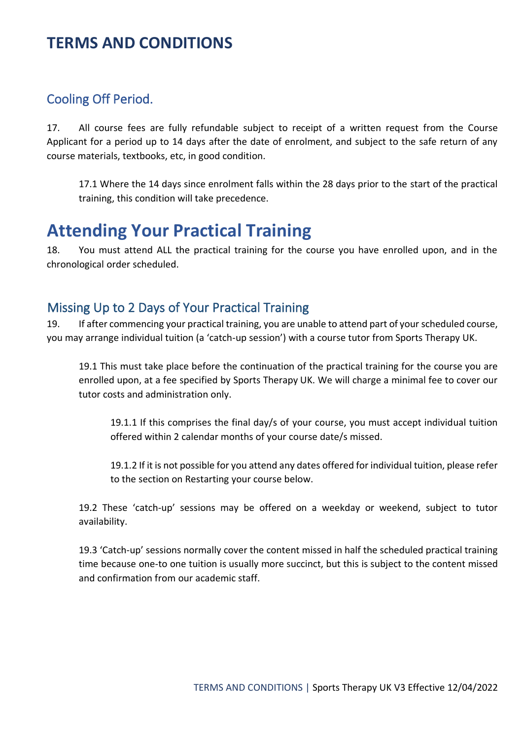# TERMS AND CONDITIONS

## Cooling Off Period.

17. All course fees are fully refundable subject to receipt of a written request from the Course Applicant for a period up to 14 days after the date of enrolment, and subject to the safe return of any course materials, textbooks, etc, in good condition.

> 17.1 Where the 14 days since enrolment falls within the 28 days prior to the start of the practical training, this condition will take precedence.

# Attending Your Practical Training

18. You must attend ALL the practical training for the course you have enrolled upon, and in the chronological order scheduled.

## Missing Up to 2 Days of Your Practical Training

19. If after commencing your practical training, you are unable to attend part of your scheduled course, you may arrange individual tuition (a 'catch-up session') with a course tutor from Sports Therapy UK.

> 19.1 This must take place before the continuation of the practical training for the course you are enrolled upon, at a fee specified by Sports Therapy UK. We will charge a minimal fee to cover our tutor costs and administration only.
>
> > 19.1.1 If this comprises the final day/s of your course, you must accept individual tuition offered within 2 calendar months of your course date/s missed.
> >
> > 19.1.2 If it is not possible for you attend any dates offered for individual tuition, please refer to the section on Restarting your course below.
>
> 19.2 These 'catch-up' sessions may be offered on a weekday or weekend, subject to tutor availability.
>
> 19.3 'Catch-up' sessions normally cover the content missed in half the scheduled practical training time because one-to one tuition is usually more succinct, but this is subject to the content missed and confirmation from our academic staff.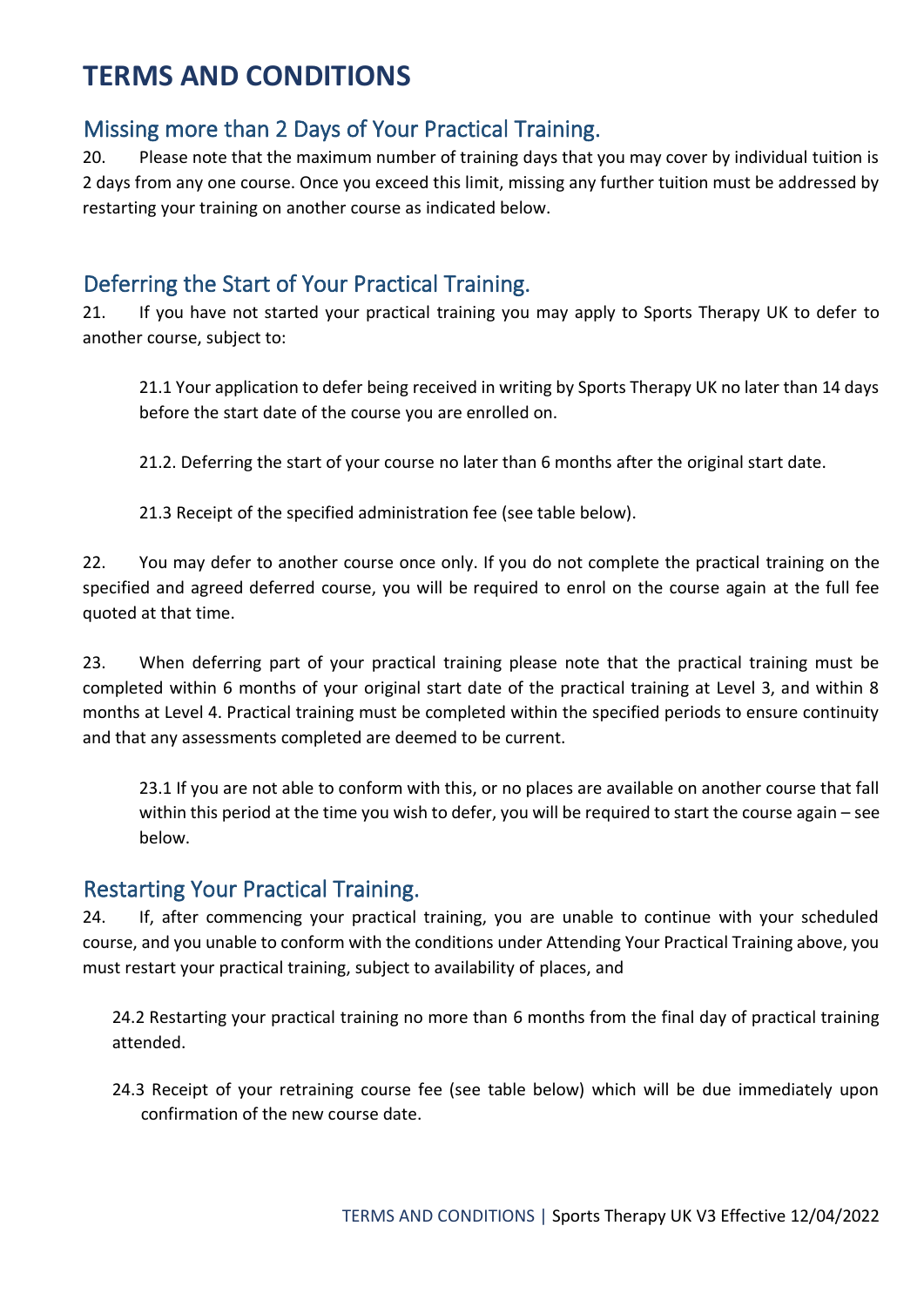# TERMS AND CONDITIONS

## Missing more than 2 Days of Your Practical Training.

20. Please note that the maximum number of training days that you may cover by individual tuition is 2 days from any one course. Once you exceed this limit, missing any further tuition must be addressed by restarting your training on another course as indicated below.

## Deferring the Start of Your Practical Training.

21. If you have not started your practical training you may apply to Sports Therapy UK to defer to another course, subject to:

21.1 Your application to defer being received in writing by Sports Therapy UK no later than 14 days before the start date of the course you are enrolled on.

21.2. Deferring the start of your course no later than 6 months after the original start date.

21.3 Receipt of the specified administration fee (see table below).

22. You may defer to another course once only. If you do not complete the practical training on the specified and agreed deferred course, you will be required to enrol on the course again at the full fee quoted at that time.

23. When deferring part of your practical training please note that the practical training must be completed within 6 months of your original start date of the practical training at Level 3, and within 8 months at Level 4. Practical training must be completed within the specified periods to ensure continuity and that any assessments completed are deemed to be current.

23.1 If you are not able to conform with this, or no places are available on another course that fall within this period at the time you wish to defer, you will be required to start the course again – see below.

## Restarting Your Practical Training.

24. If, after commencing your practical training, you are unable to continue with your scheduled course, and you unable to conform with the conditions under Attending Your Practical Training above, you must restart your practical training, subject to availability of places, and

24.2 Restarting your practical training no more than 6 months from the final day of practical training attended.

24.3 Receipt of your retraining course fee (see table below) which will be due immediately upon confirmation of the new course date.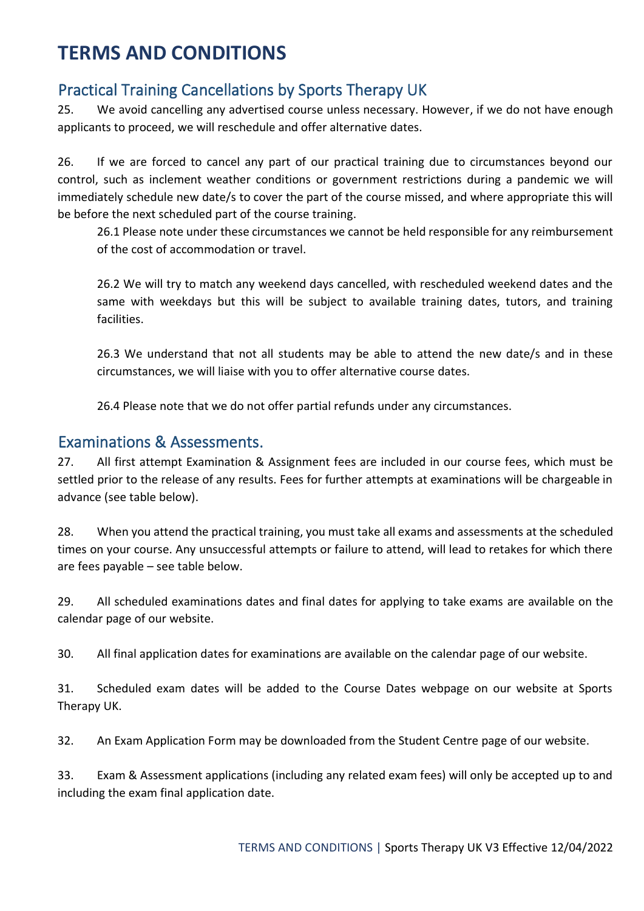# TERMS AND CONDITIONS

## Practical Training Cancellations by Sports Therapy UK

25. We avoid cancelling any advertised course unless necessary. However, if we do not have enough applicants to proceed, we will reschedule and offer alternative dates.

26. If we are forced to cancel any part of our practical training due to circumstances beyond our control, such as inclement weather conditions or government restrictions during a pandemic we will immediately schedule new date/s to cover the part of the course missed, and where appropriate this will be before the next scheduled part of the course training.

    26.1 Please note under these circumstances we cannot be held responsible for any reimbursement of the cost of accommodation or travel.

    26.2 We will try to match any weekend days cancelled, with rescheduled weekend dates and the same with weekdays but this will be subject to available training dates, tutors, and training facilities.

    26.3 We understand that not all students may be able to attend the new date/s and in these circumstances, we will liaise with you to offer alternative course dates.

    26.4 Please note that we do not offer partial refunds under any circumstances.

## Examinations & Assessments.

27. All first attempt Examination & Assignment fees are included in our course fees, which must be settled prior to the release of any results. Fees for further attempts at examinations will be chargeable in advance (see table below).

28. When you attend the practical training, you must take all exams and assessments at the scheduled times on your course. Any unsuccessful attempts or failure to attend, will lead to retakes for which there are fees payable – see table below.

29. All scheduled examinations dates and final dates for applying to take exams are available on the calendar page of our website.

30. All final application dates for examinations are available on the calendar page of our website.

31. Scheduled exam dates will be added to the Course Dates webpage on our website at Sports Therapy UK.

32. An Exam Application Form may be downloaded from the Student Centre page of our website.

33. Exam & Assessment applications (including any related exam fees) will only be accepted up to and including the exam final application date.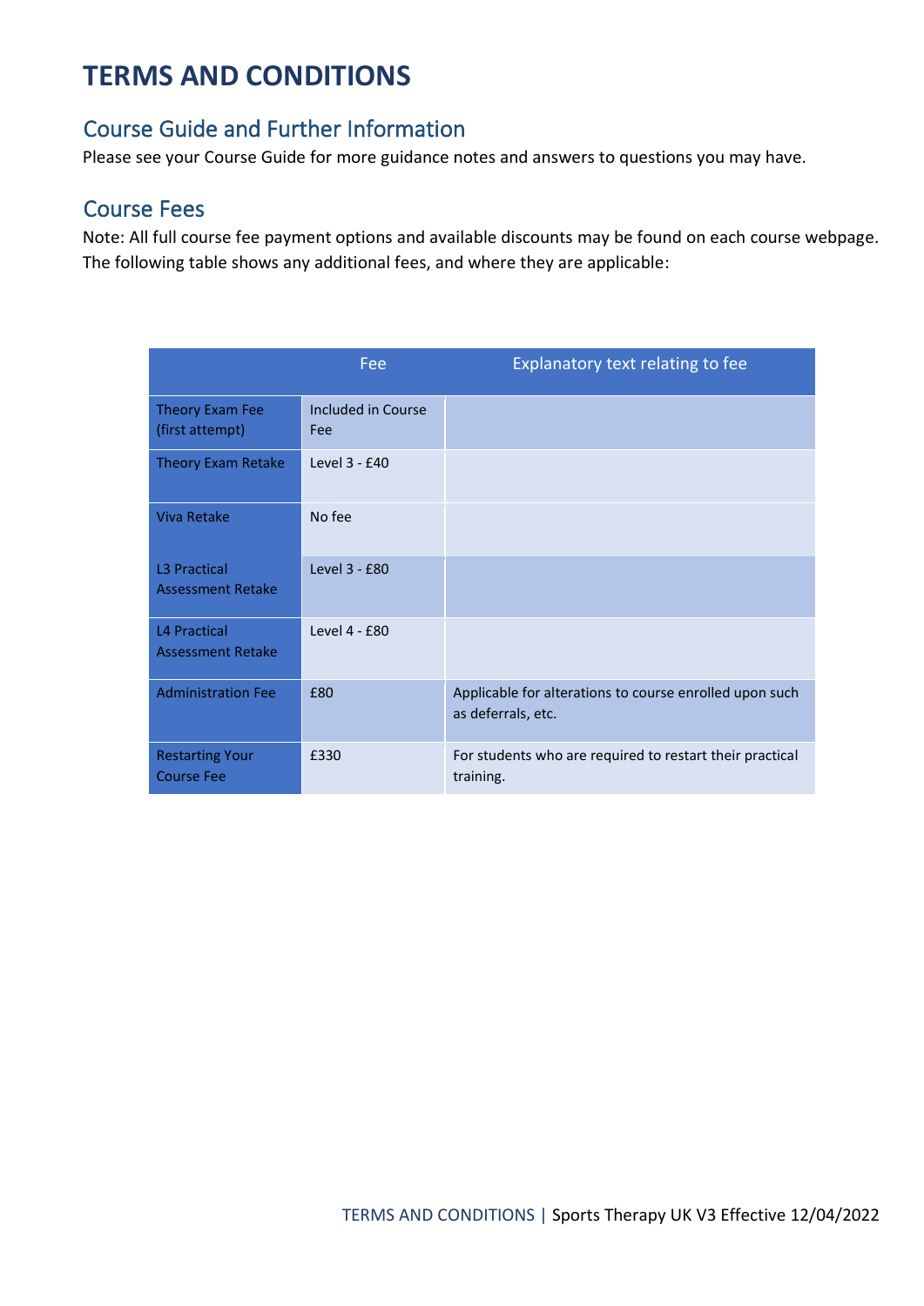# TERMS AND CONDITIONS

## Course Guide and Further Information

Please see your Course Guide for more guidance notes and answers to questions you may have.

## Course Fees

Note: All full course fee payment options and available discounts may be found on each course webpage. The following table shows any additional fees, and where they are applicable:

| | Fee | Explanatory text relating to fee |
|---|---|---|
| Theory Exam Fee (first attempt) | Included in Course Fee | |
| Theory Exam Retake | Level 3 - £40 | |
| Viva Retake | No fee | |
| L3 Practical Assessment Retake | Level 3 - £80 | |
| L4 Practical Assessment Retake | Level 4 - £80 | |
| Administration Fee | £80 | Applicable for alterations to course enrolled upon such as deferrals, etc. |
| Restarting Your Course Fee | £330 | For students who are required to restart their practical training. |